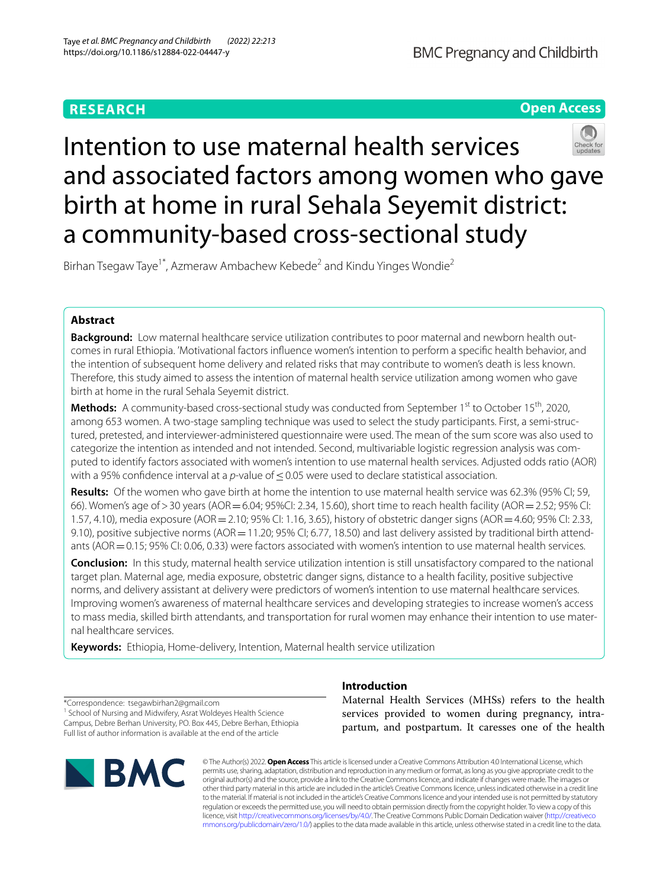RESEARCH

Open Access

# Intention to use maternal health services and associated factors among women who gave birth at home in rural Sehala Seyemit district: a community-based cross-sectional study

Birhan Tsegaw Taye[1*], Azmeraw Ambachew Kebede[2] and Kindu Yinges Wondie[2]

## Abstract

**Background:** Low maternal healthcare service utilization contributes to poor maternal and newborn health outcomes in rural Ethiopia. 'Motivational factors influence women's intention to perform a specific health behavior, and the intention of subsequent home delivery and related risks that may contribute to women's death is less known. Therefore, this study aimed to assess the intention of maternal health service utilization among women who gave birth at home in the rural Sehala Seyemit district.

**Methods:** A community-based cross-sectional study was conducted from September 1st to October 15th, 2020, among 653 women. A two-stage sampling technique was used to select the study participants. First, a semi-structured, pretested, and interviewer-administered questionnaire were used. The mean of the sum score was also used to categorize the intention as intended and not intended. Second, multivariable logistic regression analysis was computed to identify factors associated with women's intention to use maternal health services. Adjusted odds ratio (AOR) with a 95% confidence interval at a *p*-value of $\leq 0.05$ were used to declare statistical association.

**Results:** Of the women who gave birth at home the intention to use maternal health service was 62.3% (95% CI; 59, 66). Women's age of >30 years (AOR = 6.04; 95%CI: 2.34, 15.60), short time to reach health facility (AOR = 2.52; 95% CI: 1.57, 4.10), media exposure (AOR = 2.10; 95% CI: 1.16, 3.65), history of obstetric danger signs (AOR = 4.60; 95% CI: 2.33, 9.10), positive subjective norms (AOR = 11.20; 95% CI; 6.77, 18.50) and last delivery assisted by traditional birth attendants (AOR = 0.15; 95% CI: 0.06, 0.33) were factors associated with women's intention to use maternal health services.

**Conclusion:** In this study, maternal health service utilization intention is still unsatisfactory compared to the national target plan. Maternal age, media exposure, obstetric danger signs, distance to a health facility, positive subjective norms, and delivery assistant at delivery were predictors of women's intention to use maternal healthcare services. Improving women's awareness of maternal healthcare services and developing strategies to increase women's access to mass media, skilled birth attendants, and transportation for rural women may enhance their intention to use maternal healthcare services.

**Keywords:** Ethiopia, Home-delivery, Intention, Maternal health service utilization

*Correspondence: tsegawbirhan2@gmail.com
[1] School of Nursing and Midwifery, Asrat Woldeyes Health Science Campus, Debre Berhan University, PO. Box 445, Debre Berhan, Ethiopia
Full list of author information is available at the end of the article

## Introduction

Maternal Health Services (MHSs) refers to the health services provided to women during pregnancy, intrapartum, and postpartum. It caresses one of the health

© The Author(s) 2022. **Open Access** This article is licensed under a Creative Commons Attribution 4.0 International License, which permits use, sharing, adaptation, distribution and reproduction in any medium or format, as long as you give appropriate credit to the original author(s) and the source, provide a link to the Creative Commons licence, and indicate if changes were made. The images or other third party material in this article are included in the article's Creative Commons licence, unless indicated otherwise in a credit line to the material. If material is not included in the article's Creative Commons licence and your intended use is not permitted by statutory regulation or exceeds the permitted use, you will need to obtain permission directly from the copyright holder. To view a copy of this licence, visit http://creativecommons.org/licenses/by/4.0/. The Creative Commons Public Domain Dedication waiver (http://creativecommons.org/publicdomain/zero/1.0/) applies to the data made available in this article, unless otherwise stated in a credit line to the data.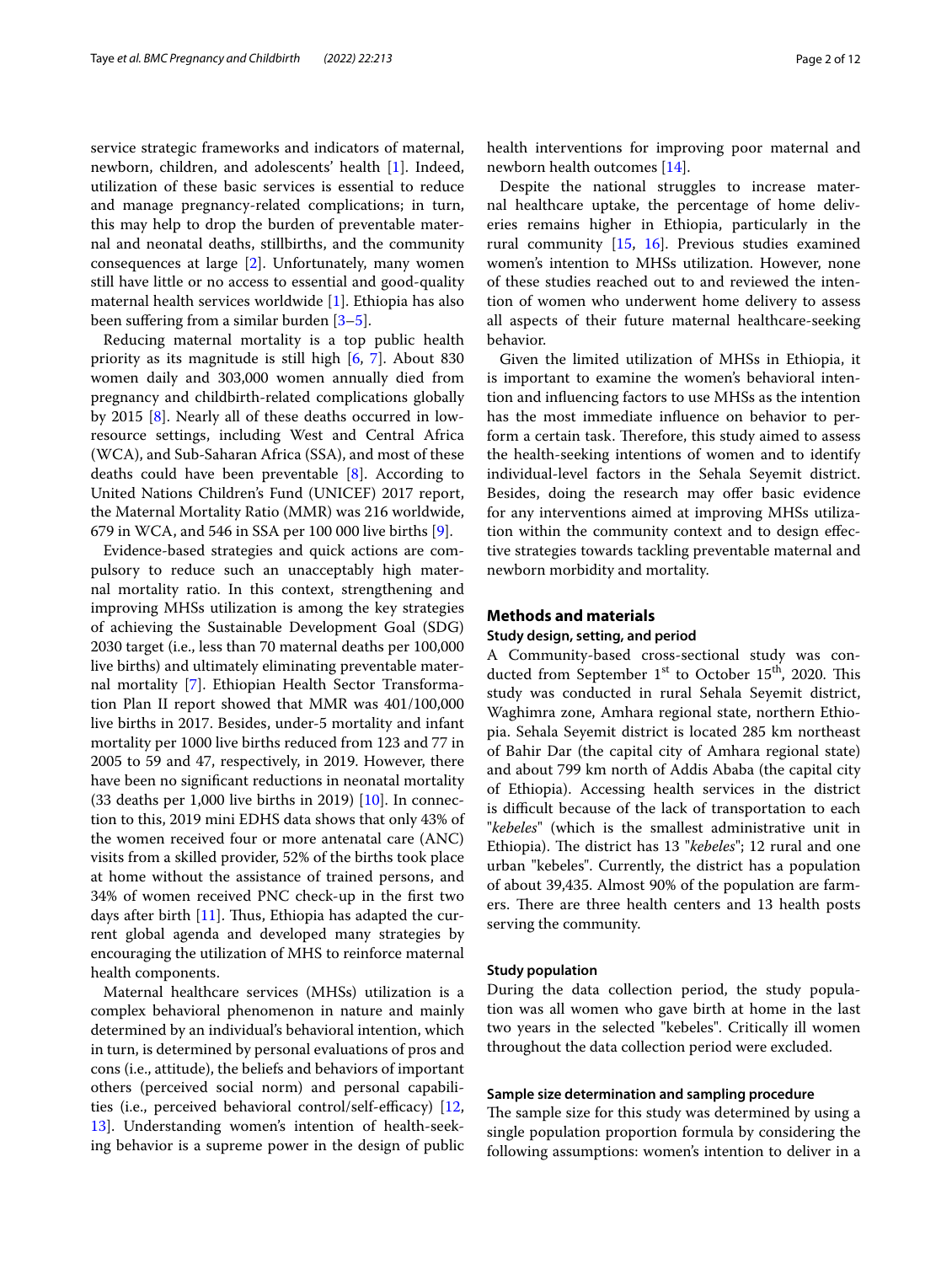service strategic frameworks and indicators of maternal, newborn, children, and adolescents' health [1]. Indeed, utilization of these basic services is essential to reduce and manage pregnancy-related complications; in turn, this may help to drop the burden of preventable maternal and neonatal deaths, stillbirths, and the community consequences at large [2]. Unfortunately, many women still have little or no access to essential and good-quality maternal health services worldwide [1]. Ethiopia has also been suffering from a similar burden [3–5].

Reducing maternal mortality is a top public health priority as its magnitude is still high [6, 7]. About 830 women daily and 303,000 women annually died from pregnancy and childbirth-related complications globally by 2015 [8]. Nearly all of these deaths occurred in low-resource settings, including West and Central Africa (WCA), and Sub-Saharan Africa (SSA), and most of these deaths could have been preventable [8]. According to United Nations Children's Fund (UNICEF) 2017 report, the Maternal Mortality Ratio (MMR) was 216 worldwide, 679 in WCA, and 546 in SSA per 100 000 live births [9].

Evidence-based strategies and quick actions are compulsory to reduce such an unacceptably high maternal mortality ratio. In this context, strengthening and improving MHSs utilization is among the key strategies of achieving the Sustainable Development Goal (SDG) 2030 target (i.e., less than 70 maternal deaths per 100,000 live births) and ultimately eliminating preventable maternal mortality [7]. Ethiopian Health Sector Transformation Plan II report showed that MMR was 401/100,000 live births in 2017. Besides, under-5 mortality and infant mortality per 1000 live births reduced from 123 and 77 in 2005 to 59 and 47, respectively, in 2019. However, there have been no significant reductions in neonatal mortality (33 deaths per 1,000 live births in 2019) [10]. In connection to this, 2019 mini EDHS data shows that only 43% of the women received four or more antenatal care (ANC) visits from a skilled provider, 52% of the births took place at home without the assistance of trained persons, and 34% of women received PNC check-up in the first two days after birth [11]. Thus, Ethiopia has adapted the current global agenda and developed many strategies by encouraging the utilization of MHS to reinforce maternal health components.

Maternal healthcare services (MHSs) utilization is a complex behavioral phenomenon in nature and mainly determined by an individual's behavioral intention, which in turn, is determined by personal evaluations of pros and cons (i.e., attitude), the beliefs and behaviors of important others (perceived social norm) and personal capabilities (i.e., perceived behavioral control/self-efficacy) [12, 13]. Understanding women's intention of health-seeking behavior is a supreme power in the design of public health interventions for improving poor maternal and newborn health outcomes [14].

Despite the national struggles to increase maternal healthcare uptake, the percentage of home deliveries remains higher in Ethiopia, particularly in the rural community [15, 16]. Previous studies examined women's intention to MHSs utilization. However, none of these studies reached out to and reviewed the intention of women who underwent home delivery to assess all aspects of their future maternal healthcare-seeking behavior.

Given the limited utilization of MHSs in Ethiopia, it is important to examine the women's behavioral intention and influencing factors to use MHSs as the intention has the most immediate influence on behavior to perform a certain task. Therefore, this study aimed to assess the health-seeking intentions of women and to identify individual-level factors in the Sehala Seyemit district. Besides, doing the research may offer basic evidence for any interventions aimed at improving MHSs utilization within the community context and to design effective strategies towards tackling preventable maternal and newborn morbidity and mortality.

## Methods and materials

### Study design, setting, and period

A Community-based cross-sectional study was conducted from September 1st to October 15th, 2020. This study was conducted in rural Sehala Seyemit district, Waghimra zone, Amhara regional state, northern Ethiopia. Sehala Seyemit district is located 285 km northeast of Bahir Dar (the capital city of Amhara regional state) and about 799 km north of Addis Ababa (the capital city of Ethiopia). Accessing health services in the district is difficult because of the lack of transportation to each "*kebeles*" (which is the smallest administrative unit in Ethiopia). The district has 13 "*kebeles*"; 12 rural and one urban "kebeles". Currently, the district has a population of about 39,435. Almost 90% of the population are farmers. There are three health centers and 13 health posts serving the community.

### Study population

During the data collection period, the study population was all women who gave birth at home in the last two years in the selected "kebeles". Critically ill women throughout the data collection period were excluded.

### Sample size determination and sampling procedure

The sample size for this study was determined by using a single population proportion formula by considering the following assumptions: women's intention to deliver in a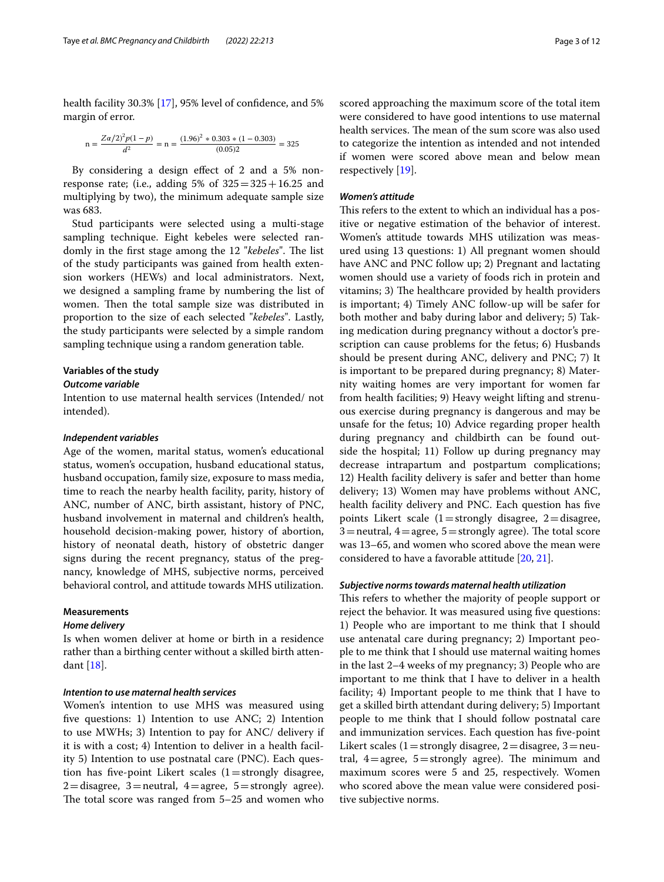health facility 30.3% [17], 95% level of confidence, and 5% margin of error.

$$n = \frac{Z\alpha/2)^2 p(1-p)}{d^2} = n = \frac{(1.96)^2 * 0.303 * (1-0.303)}{(0.05)2} = 325$$

By considering a design effect of 2 and a 5% non-response rate; (i.e., adding 5% of 325 = 325 + 16.25 and multiplying by two), the minimum adequate sample size was 683.

Stud participants were selected using a multi-stage sampling technique. Eight kebeles were selected randomly in the first stage among the 12 "*kebeles*". The list of the study participants was gained from health extension workers (HEWs) and local administrators. Next, we designed a sampling frame by numbering the list of women. Then the total sample size was distributed in proportion to the size of each selected "*kebeles*". Lastly, the study participants were selected by a simple random sampling technique using a random generation table.

### Variables of the study

#### *Outcome variable*

Intention to use maternal health services (Intended/ not intended).

#### *Independent variables*

Age of the women, marital status, women's educational status, women's occupation, husband educational status, husband occupation, family size, exposure to mass media, time to reach the nearby health facility, parity, history of ANC, number of ANC, birth assistant, history of PNC, husband involvement in maternal and children's health, household decision-making power, history of abortion, history of neonatal death, history of obstetric danger signs during the recent pregnancy, status of the pregnancy, knowledge of MHS, subjective norms, perceived behavioral control, and attitude towards MHS utilization.

### Measurements

#### *Home delivery*

Is when women deliver at home or birth in a residence rather than a birthing center without a skilled birth attendant [18].

#### *Intention to use maternal health services*

Women's intention to use MHS was measured using five questions: 1) Intention to use ANC; 2) Intention to use MWHs; 3) Intention to pay for ANC/ delivery if it is with a cost; 4) Intention to deliver in a health facility 5) Intention to use postnatal care (PNC). Each question has five-point Likert scales (1 = strongly disagree, 2 = disagree, 3 = neutral, 4 = agree, 5 = strongly agree). The total score was ranged from 5–25 and women who scored approaching the maximum score of the total item were considered to have good intentions to use maternal health services. The mean of the sum score was also used to categorize the intention as intended and not intended if women were scored above mean and below mean respectively [19].

#### *Women's attitude*

This refers to the extent to which an individual has a positive or negative estimation of the behavior of interest. Women's attitude towards MHS utilization was measured using 13 questions: 1) All pregnant women should have ANC and PNC follow up; 2) Pregnant and lactating women should use a variety of foods rich in protein and vitamins; 3) The healthcare provided by health providers is important; 4) Timely ANC follow-up will be safer for both mother and baby during labor and delivery; 5) Taking medication during pregnancy without a doctor's prescription can cause problems for the fetus; 6) Husbands should be present during ANC, delivery and PNC; 7) It is important to be prepared during pregnancy; 8) Maternity waiting homes are very important for women far from health facilities; 9) Heavy weight lifting and strenuous exercise during pregnancy is dangerous and may be unsafe for the fetus; 10) Advice regarding proper health during pregnancy and childbirth can be found outside the hospital; 11) Follow up during pregnancy may decrease intrapartum and postpartum complications; 12) Health facility delivery is safer and better than home delivery; 13) Women may have problems without ANC, health facility delivery and PNC. Each question has five points Likert scale (1 = strongly disagree, 2 = disagree, 3 = neutral, 4 = agree, 5 = strongly agree). The total score was 13–65, and women who scored above the mean were considered to have a favorable attitude [20, 21].

#### *Subjective norms towards maternal health utilization*

This refers to whether the majority of people support or reject the behavior. It was measured using five questions: 1) People who are important to me think that I should use antenatal care during pregnancy; 2) Important people to me think that I should use maternal waiting homes in the last 2–4 weeks of my pregnancy; 3) People who are important to me think that I have to deliver in a health facility; 4) Important people to me think that I have to get a skilled birth attendant during delivery; 5) Important people to me think that I should follow postnatal care and immunization services. Each question has five-point Likert scales (1 = strongly disagree, 2 = disagree, 3 = neutral, 4 = agree, 5 = strongly agree). The minimum and maximum scores were 5 and 25, respectively. Women who scored above the mean value were considered positive subjective norms.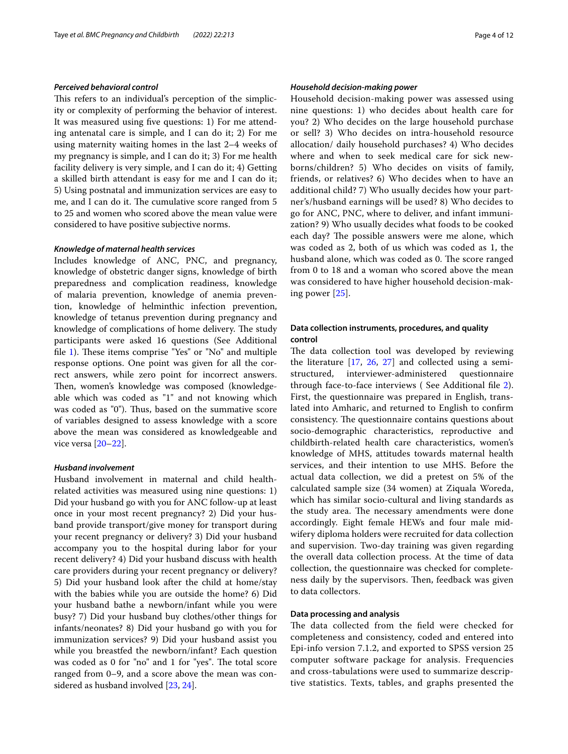#### *Perceived behavioral control*

This refers to an individual's perception of the simplicity or complexity of performing the behavior of interest. It was measured using five questions: 1) For me attending antenatal care is simple, and I can do it; 2) For me using maternity waiting homes in the last 2–4 weeks of my pregnancy is simple, and I can do it; 3) For me health facility delivery is very simple, and I can do it; 4) Getting a skilled birth attendant is easy for me and I can do it; 5) Using postnatal and immunization services are easy to me, and I can do it. The cumulative score ranged from 5 to 25 and women who scored above the mean value were considered to have positive subjective norms.

#### *Knowledge of maternal health services*

Includes knowledge of ANC, PNC, and pregnancy, knowledge of obstetric danger signs, knowledge of birth preparedness and complication readiness, knowledge of malaria prevention, knowledge of anemia prevention, knowledge of helminthic infection prevention, knowledge of tetanus prevention during pregnancy and knowledge of complications of home delivery. The study participants were asked 16 questions (See Additional file 1). These items comprise "Yes" or "No" and multiple response options. One point was given for all the correct answers, while zero point for incorrect answers. Then, women's knowledge was composed (knowledgeable which was coded as "1" and not knowing which was coded as "0"). Thus, based on the summative score of variables designed to assess knowledge with a score above the mean was considered as knowledgeable and vice versa [20–22].

#### *Husband involvement*

Husband involvement in maternal and child health-related activities was measured using nine questions: 1) Did your husband go with you for ANC follow-up at least once in your most recent pregnancy? 2) Did your husband provide transport/give money for transport during your recent pregnancy or delivery? 3) Did your husband accompany you to the hospital during labor for your recent delivery? 4) Did your husband discuss with health care providers during your recent pregnancy or delivery? 5) Did your husband look after the child at home/stay with the babies while you are outside the home? 6) Did your husband bathe a newborn/infant while you were busy? 7) Did your husband buy clothes/other things for infants/neonates? 8) Did your husband go with you for immunization services? 9) Did your husband assist you while you breastfed the newborn/infant? Each question was coded as 0 for "no" and 1 for "yes". The total score ranged from 0–9, and a score above the mean was considered as husband involved [23, 24].

#### *Household decision-making power*

Household decision-making power was assessed using nine questions: 1) who decides about health care for you? 2) Who decides on the large household purchase or sell? 3) Who decides on intra-household resource allocation/ daily household purchases? 4) Who decides where and when to seek medical care for sick newborns/children? 5) Who decides on visits of family, friends, or relatives? 6) Who decides when to have an additional child? 7) Who usually decides how your partner's/husband earnings will be used? 8) Who decides to go for ANC, PNC, where to deliver, and infant immunization? 9) Who usually decides what foods to be cooked each day? The possible answers were me alone, which was coded as 2, both of us which was coded as 1, the husband alone, which was coded as 0. The score ranged from 0 to 18 and a woman who scored above the mean was considered to have higher household decision-making power [25].

### Data collection instruments, procedures, and quality control

The data collection tool was developed by reviewing the literature [17, 26, 27] and collected using a semi-structured, interviewer-administered questionnaire through face-to-face interviews ( See Additional file 2). First, the questionnaire was prepared in English, translated into Amharic, and returned to English to confirm consistency. The questionnaire contains questions about socio-demographic characteristics, reproductive and childbirth-related health care characteristics, women's knowledge of MHS, attitudes towards maternal health services, and their intention to use MHS. Before the actual data collection, we did a pretest on 5% of the calculated sample size (34 women) at Ziquala Woreda, which has similar socio-cultural and living standards as the study area. The necessary amendments were done accordingly. Eight female HEWs and four male midwifery diploma holders were recruited for data collection and supervision. Two-day training was given regarding the overall data collection process. At the time of data collection, the questionnaire was checked for completeness daily by the supervisors. Then, feedback was given to data collectors.

### Data processing and analysis

The data collected from the field were checked for completeness and consistency, coded and entered into Epi-info version 7.1.2, and exported to SPSS version 25 computer software package for analysis. Frequencies and cross-tabulations were used to summarize descriptive statistics. Texts, tables, and graphs presented the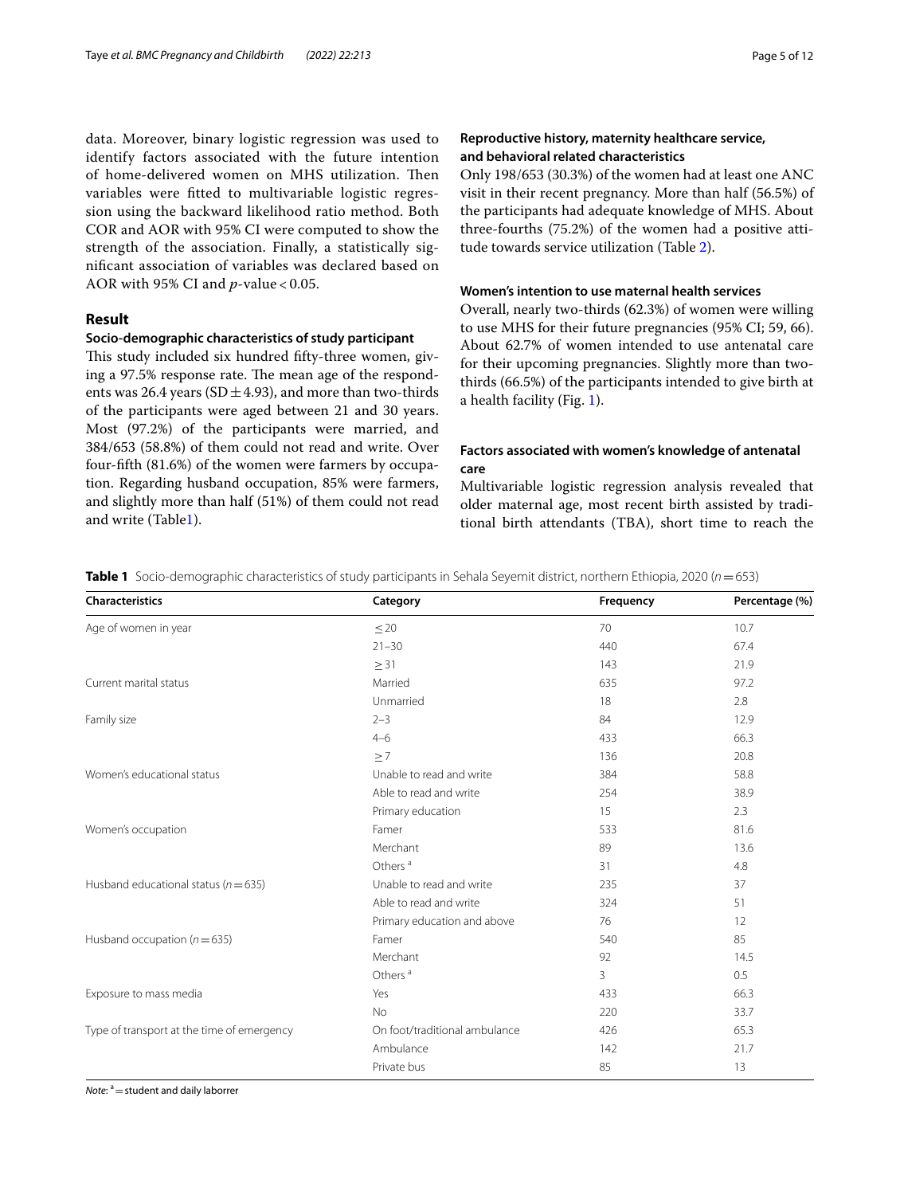data. Moreover, binary logistic regression was used to identify factors associated with the future intention of home-delivered women on MHS utilization. Then variables were fitted to multivariable logistic regression using the backward likelihood ratio method. Both COR and AOR with 95% CI were computed to show the strength of the association. Finally, a statistically significant association of variables was declared based on AOR with 95% CI and $p$-value < 0.05.

## Result

### Socio-demographic characteristics of study participant

This study included six hundred fifty-three women, giving a 97.5% response rate. The mean age of the respondents was 26.4 years (SD ± 4.93), and more than two-thirds of the participants were aged between 21 and 30 years. Most (97.2%) of the participants were married, and 384/653 (58.8%) of them could not read and write. Over four-fifth (81.6%) of the women were farmers by occupation. Regarding husband occupation, 85% were farmers, and slightly more than half (51%) of them could not read and write (Table1).

### Reproductive history, maternity healthcare service, and behavioral related characteristics

Only 198/653 (30.3%) of the women had at least one ANC visit in their recent pregnancy. More than half (56.5%) of the participants had adequate knowledge of MHS. About three-fourths (75.2%) of the women had a positive attitude towards service utilization (Table 2).

### Women's intention to use maternal health services

Overall, nearly two-thirds (62.3%) of women were willing to use MHS for their future pregnancies (95% CI; 59, 66). About 62.7% of women intended to use antenatal care for their upcoming pregnancies. Slightly more than two-thirds (66.5%) of the participants intended to give birth at a health facility (Fig. 1).

### Factors associated with women's knowledge of antenatal care

Multivariable logistic regression analysis revealed that older maternal age, most recent birth assisted by traditional birth attendants (TBA), short time to reach the

**Table 1** Socio-demographic characteristics of study participants in Sehala Seyemit district, northern Ethiopia, 2020 ($n$ = 653)

| Characteristics | Category | Frequency | Percentage (%) |
|---|---|---|---|
| Age of women in year | ≤ 20 | 70 | 10.7 |
| | 21–30 | 440 | 67.4 |
| | ≥ 31 | 143 | 21.9 |
| Current marital status | Married | 635 | 97.2 |
| | Unmarried | 18 | 2.8 |
| Family size | 2–3 | 84 | 12.9 |
| | 4–6 | 433 | 66.3 |
| | ≥ 7 | 136 | 20.8 |
| Women's educational status | Unable to read and write | 384 | 58.8 |
| | Able to read and write | 254 | 38.9 |
| | Primary education | 15 | 2.3 |
| Women's occupation | Famer | 533 | 81.6 |
| | Merchant | 89 | 13.6 |
| | Others [a] | 31 | 4.8 |
| Husband educational status ($n$ = 635) | Unable to read and write | 235 | 37 |
| | Able to read and write | 324 | 51 |
| | Primary education and above | 76 | 12 |
| Husband occupation ($n$ = 635) | Famer | 540 | 85 |
| | Merchant | 92 | 14.5 |
| | Others [a] | 3 | 0.5 |
| Exposure to mass media | Yes | 433 | 66.3 |
| | No | 220 | 33.7 |
| Type of transport at the time of emergency | On foot/traditional ambulance | 426 | 65.3 |
| | Ambulance | 142 | 21.7 |
| | Private bus | 85 | 13 |

*Note*: [a] = student and daily laborrer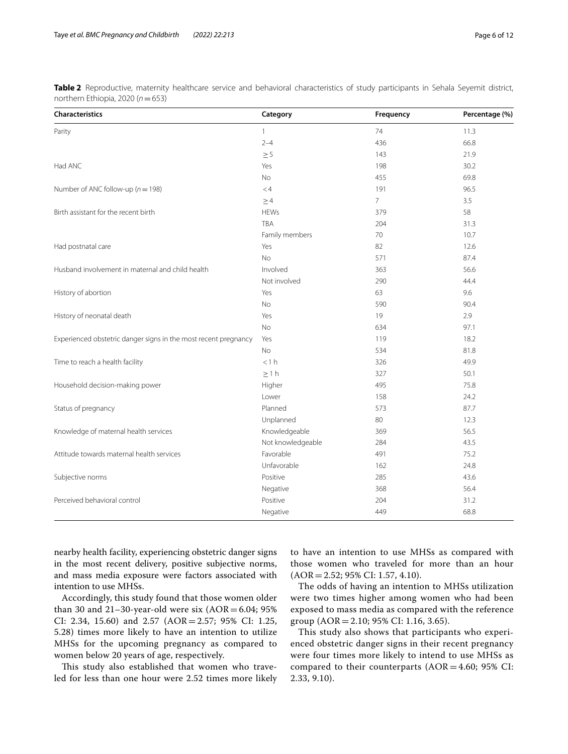**Table 2** Reproductive, maternity healthcare service and behavioral characteristics of study participants in Sehala Seyemit district, northern Ethiopia, 2020 ($n = 653$)

| Characteristics | Category | Frequency | Percentage (%) |
|---|---|---|---|
| Parity | 1 | 74 | 11.3 |
| | 2–4 | 436 | 66.8 |
| | ≥ 5 | 143 | 21.9 |
| Had ANC | Yes | 198 | 30.2 |
| | No | 455 | 69.8 |
| Number of ANC follow-up ($n = 198$) | < 4 | 191 | 96.5 |
| | ≥ 4 | 7 | 3.5 |
| Birth assistant for the recent birth | HEWs | 379 | 58 |
| | TBA | 204 | 31.3 |
| | Family members | 70 | 10.7 |
| Had postnatal care | Yes | 82 | 12.6 |
| | No | 571 | 87.4 |
| Husband involvement in maternal and child health | Involved | 363 | 56.6 |
| | Not involved | 290 | 44.4 |
| History of abortion | Yes | 63 | 9.6 |
| | No | 590 | 90.4 |
| History of neonatal death | Yes | 19 | 2.9 |
| | No | 634 | 97.1 |
| Experienced obstetric danger signs in the most recent pregnancy | Yes | 119 | 18.2 |
| | No | 534 | 81.8 |
| Time to reach a health facility | < 1 h | 326 | 49.9 |
| | ≥ 1 h | 327 | 50.1 |
| Household decision-making power | Higher | 495 | 75.8 |
| | Lower | 158 | 24.2 |
| Status of pregnancy | Planned | 573 | 87.7 |
| | Unplanned | 80 | 12.3 |
| Knowledge of maternal health services | Knowledgeable | 369 | 56.5 |
| | Not knowledgeable | 284 | 43.5 |
| Attitude towards maternal health services | Favorable | 491 | 75.2 |
| | Unfavorable | 162 | 24.8 |
| Subjective norms | Positive | 285 | 43.6 |
| | Negative | 368 | 56.4 |
| Perceived behavioral control | Positive | 204 | 31.2 |
| | Negative | 449 | 68.8 |

nearby health facility, experiencing obstetric danger signs in the most recent delivery, positive subjective norms, and mass media exposure were factors associated with intention to use MHSs.

Accordingly, this study found that those women older than 30 and 21–30-year-old were six (AOR = 6.04; 95% CI: 2.34, 15.60) and 2.57 (AOR = 2.57; 95% CI: 1.25, 5.28) times more likely to have an intention to utilize MHSs for the upcoming pregnancy as compared to women below 20 years of age, respectively.

This study also established that women who traveled for less than one hour were 2.52 times more likely to have an intention to use MHSs as compared with those women who traveled for more than an hour (AOR = 2.52; 95% CI: 1.57, 4.10).

The odds of having an intention to MHSs utilization were two times higher among women who had been exposed to mass media as compared with the reference group (AOR = 2.10; 95% CI: 1.16, 3.65).

This study also shows that participants who experienced obstetric danger signs in their recent pregnancy were four times more likely to intend to use MHSs as compared to their counterparts (AOR = 4.60; 95% CI: 2.33, 9.10).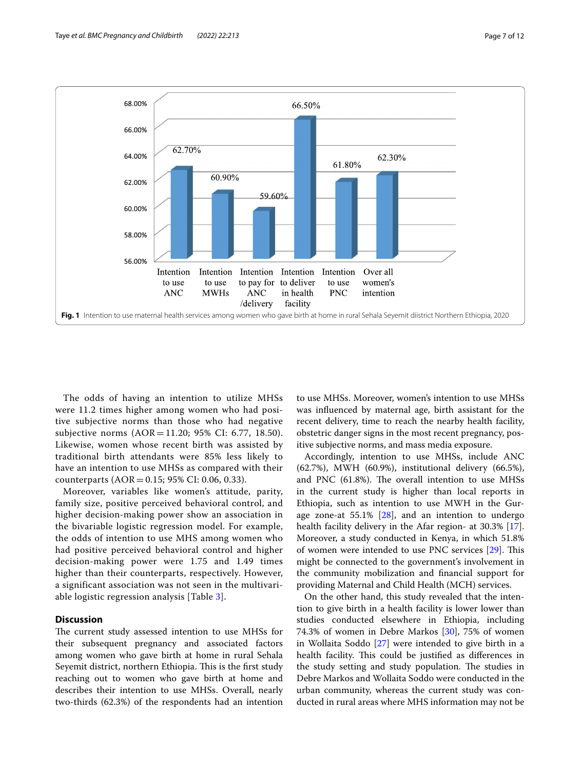Fig. 1 Intention to use maternal health services among women who gave birth at home in rural Sehala Seyemit diistrict Northern Ethiopia, 2020

The odds of having an intention to utilize MHSs were 11.2 times higher among women who had positive subjective norms than those who had negative subjective norms (AOR = 11.20; 95% CI: 6.77, 18.50). Likewise, women whose recent birth was assisted by traditional birth attendants were 85% less likely to have an intention to use MHSs as compared with their counterparts (AOR = 0.15; 95% CI: 0.06, 0.33).

Moreover, variables like women's attitude, parity, family size, positive perceived behavioral control, and higher decision-making power show an association in the bivariable logistic regression model. For example, the odds of intention to use MHS among women who had positive perceived behavioral control and higher decision-making power were 1.75 and 1.49 times higher than their counterparts, respectively. However, a significant association was not seen in the multivariable logistic regression analysis [Table 3].

## Discussion

The current study assessed intention to use MHSs for their subsequent pregnancy and associated factors among women who gave birth at home in rural Sehala Seyemit district, northern Ethiopia. This is the first study reaching out to women who gave birth at home and describes their intention to use MHSs. Overall, nearly two-thirds (62.3%) of the respondents had an intention to use MHSs. Moreover, women's intention to use MHSs was influenced by maternal age, birth assistant for the recent delivery, time to reach the nearby health facility, obstetric danger signs in the most recent pregnancy, positive subjective norms, and mass media exposure.

Accordingly, intention to use MHSs, include ANC (62.7%), MWH (60.9%), institutional delivery (66.5%), and PNC (61.8%). The overall intention to use MHSs in the current study is higher than local reports in Ethiopia, such as intention to use MWH in the Gurage zone-at 55.1% [28], and an intention to undergo health facility delivery in the Afar region- at 30.3% [17]. Moreover, a study conducted in Kenya, in which 51.8% of women were intended to use PNC services [29]. This might be connected to the government's involvement in the community mobilization and financial support for providing Maternal and Child Health (MCH) services.

On the other hand, this study revealed that the intention to give birth in a health facility is lower lower than studies conducted elsewhere in Ethiopia, including 74.3% of women in Debre Markos [30], 75% of women in Wollaita Soddo [27] were intended to give birth in a health facility. This could be justified as differences in the study setting and study population. The studies in Debre Markos and Wollaita Soddo were conducted in the urban community, whereas the current study was conducted in rural areas where MHS information may not be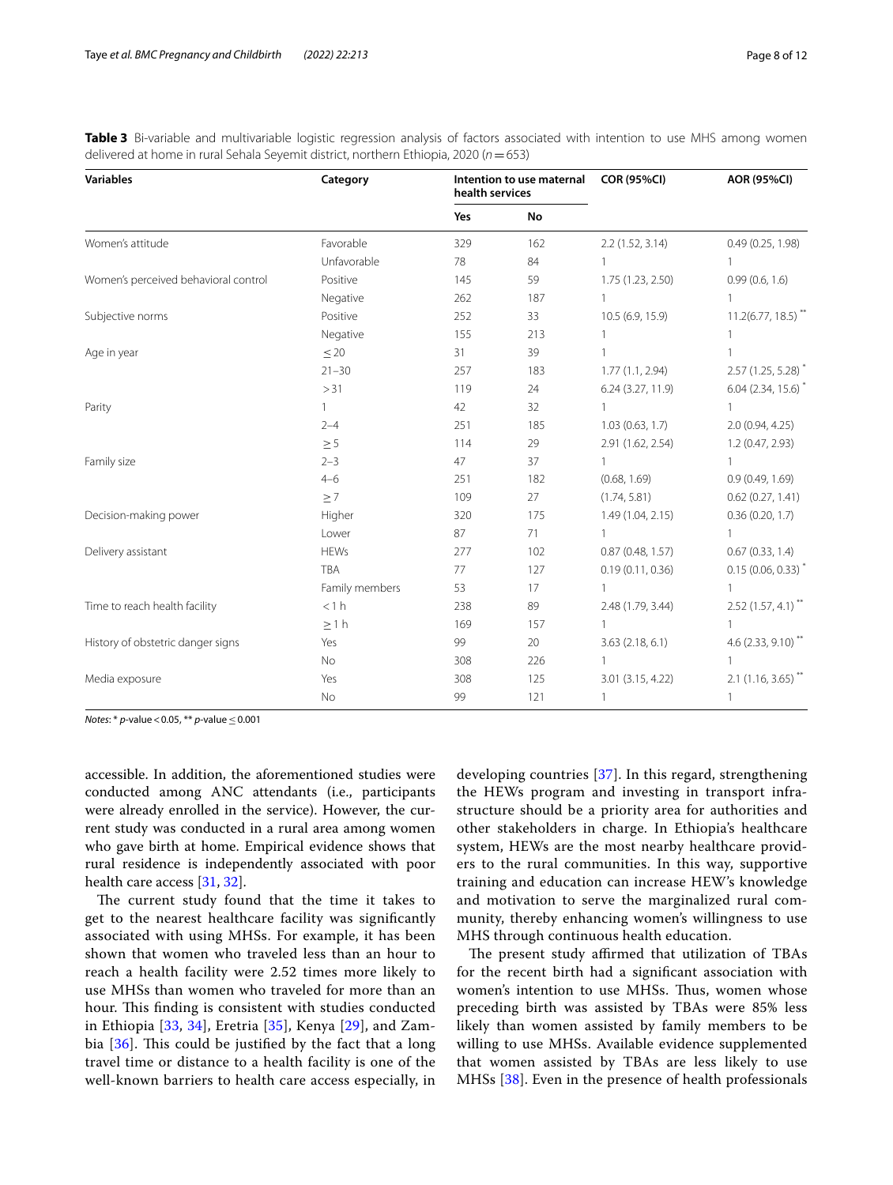**Table 3** Bi-variable and multivariable logistic regression analysis of factors associated with intention to use MHS among women delivered at home in rural Sehala Seyemit district, northern Ethiopia, 2020 ($n = 653$)

| Variables | Category | Intention to use maternal health services | | COR (95%CI) | AOR (95%CI) |
|---|---|---|---|---|---|
| | | Yes | No | | |
| Women's attitude | Favorable | 329 | 162 | 2.2 (1.52, 3.14) | 0.49 (0.25, 1.98) |
| | Unfavorable | 78 | 84 | 1 | 1 |
| Women's perceived behavioral control | Positive | 145 | 59 | 1.75 (1.23, 2.50) | 0.99 (0.6, 1.6) |
| | Negative | 262 | 187 | 1 | 1 |
| Subjective norms | Positive | 252 | 33 | 10.5 (6.9, 15.9) | 11.2(6.77, 18.5) ** |
| | Negative | 155 | 213 | 1 | 1 |
| Age in year | ≤ 20 | 31 | 39 | 1 | 1 |
| | 21–30 | 257 | 183 | 1.77 (1.1, 2.94) | 2.57 (1.25, 5.28) * |
| | > 31 | 119 | 24 | 6.24 (3.27, 11.9) | 6.04 (2.34, 15.6) * |
| Parity | 1 | 42 | 32 | 1 | 1 |
| | 2–4 | 251 | 185 | 1.03 (0.63, 1.7) | 2.0 (0.94, 4.25) |
| | ≥ 5 | 114 | 29 | 2.91 (1.62, 2.54) | 1.2 (0.47, 2.93) |
| Family size | 2–3 | 47 | 37 | 1 | 1 |
| | 4–6 | 251 | 182 | (0.68, 1.69) | 0.9 (0.49, 1.69) |
| | ≥ 7 | 109 | 27 | (1.74, 5.81) | 0.62 (0.27, 1.41) |
| Decision-making power | Higher | 320 | 175 | 1.49 (1.04, 2.15) | 0.36 (0.20, 1.7) |
| | Lower | 87 | 71 | 1 | 1 |
| Delivery assistant | HEWs | 277 | 102 | 0.87 (0.48, 1.57) | 0.67 (0.33, 1.4) |
| | TBA | 77 | 127 | 0.19 (0.11, 0.36) | 0.15 (0.06, 0.33) * |
| | Family members | 53 | 17 | 1 | 1 |
| Time to reach health facility | < 1 h | 238 | 89 | 2.48 (1.79, 3.44) | 2.52 (1.57, 4.1) ** |
| | ≥ 1 h | 169 | 157 | 1 | 1 |
| History of obstetric danger signs | Yes | 99 | 20 | 3.63 (2.18, 6.1) | 4.6 (2.33, 9.10) ** |
| | No | 308 | 226 | 1 | 1 |
| Media exposure | Yes | 308 | 125 | 3.01 (3.15, 4.22) | 2.1 (1.16, 3.65) ** |
| | No | 99 | 121 | 1 | 1 |

*Notes*: * *p*-value < 0.05, ** *p*-value ≤ 0.001

accessible. In addition, the aforementioned studies were conducted among ANC attendants (i.e., participants were already enrolled in the service). However, the current study was conducted in a rural area among women who gave birth at home. Empirical evidence shows that rural residence is independently associated with poor health care access [31, 32].

The current study found that the time it takes to get to the nearest healthcare facility was significantly associated with using MHSs. For example, it has been shown that women who traveled less than an hour to reach a health facility were 2.52 times more likely to use MHSs than women who traveled for more than an hour. This finding is consistent with studies conducted in Ethiopia [33, 34], Eretria [35], Kenya [29], and Zambia [36]. This could be justified by the fact that a long travel time or distance to a health facility is one of the well-known barriers to health care access especially, in developing countries [37]. In this regard, strengthening the HEWs program and investing in transport infrastructure should be a priority area for authorities and other stakeholders in charge. In Ethiopia's healthcare system, HEWs are the most nearby healthcare providers to the rural communities. In this way, supportive training and education can increase HEW's knowledge and motivation to serve the marginalized rural community, thereby enhancing women's willingness to use MHS through continuous health education.

The present study affirmed that utilization of TBAs for the recent birth had a significant association with women's intention to use MHSs. Thus, women whose preceding birth was assisted by TBAs were 85% less likely than women assisted by family members to be willing to use MHSs. Available evidence supplemented that women assisted by TBAs are less likely to use MHSs [38]. Even in the presence of health professionals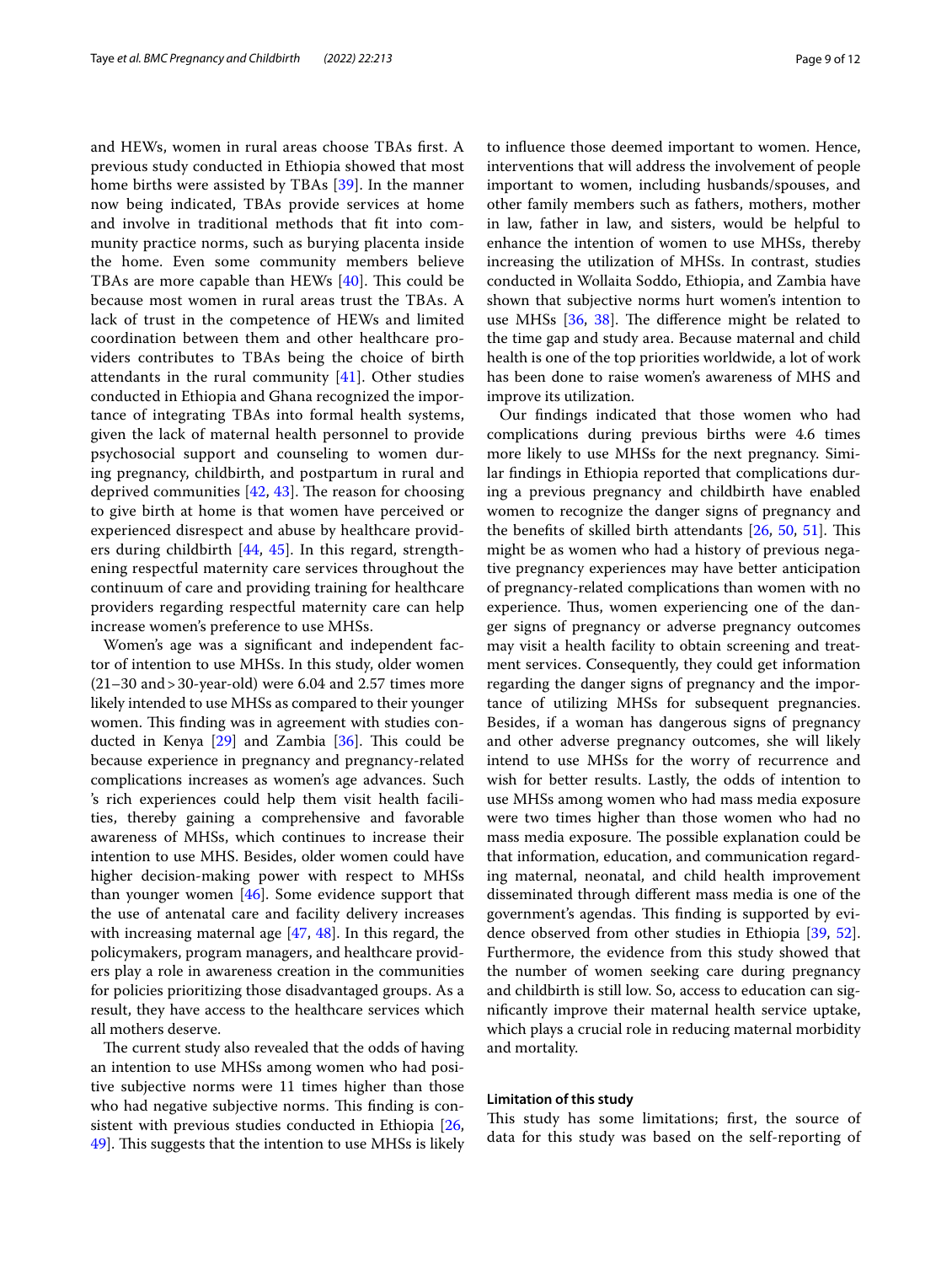and HEWs, women in rural areas choose TBAs first. A previous study conducted in Ethiopia showed that most home births were assisted by TBAs [39]. In the manner now being indicated, TBAs provide services at home and involve in traditional methods that fit into community practice norms, such as burying placenta inside the home. Even some community members believe TBAs are more capable than HEWs [40]. This could be because most women in rural areas trust the TBAs. A lack of trust in the competence of HEWs and limited coordination between them and other healthcare providers contributes to TBAs being the choice of birth attendants in the rural community [41]. Other studies conducted in Ethiopia and Ghana recognized the importance of integrating TBAs into formal health systems, given the lack of maternal health personnel to provide psychosocial support and counseling to women during pregnancy, childbirth, and postpartum in rural and deprived communities [42, 43]. The reason for choosing to give birth at home is that women have perceived or experienced disrespect and abuse by healthcare providers during childbirth [44, 45]. In this regard, strengthening respectful maternity care services throughout the continuum of care and providing training for healthcare providers regarding respectful maternity care can help increase women's preference to use MHSs.

Women's age was a significant and independent factor of intention to use MHSs. In this study, older women (21–30 and >30-year-old) were 6.04 and 2.57 times more likely intended to use MHSs as compared to their younger women. This finding was in agreement with studies conducted in Kenya [29] and Zambia [36]. This could be because experience in pregnancy and pregnancy-related complications increases as women's age advances. Such 's rich experiences could help them visit health facilities, thereby gaining a comprehensive and favorable awareness of MHSs, which continues to increase their intention to use MHS. Besides, older women could have higher decision-making power with respect to MHSs than younger women [46]. Some evidence support that the use of antenatal care and facility delivery increases with increasing maternal age [47, 48]. In this regard, the policymakers, program managers, and healthcare providers play a role in awareness creation in the communities for policies prioritizing those disadvantaged groups. As a result, they have access to the healthcare services which all mothers deserve.

The current study also revealed that the odds of having an intention to use MHSs among women who had positive subjective norms were 11 times higher than those who had negative subjective norms. This finding is consistent with previous studies conducted in Ethiopia [26, 49]. This suggests that the intention to use MHSs is likely to influence those deemed important to women. Hence, interventions that will address the involvement of people important to women, including husbands/spouses, and other family members such as fathers, mothers, mother in law, father in law, and sisters, would be helpful to enhance the intention of women to use MHSs, thereby increasing the utilization of MHSs. In contrast, studies conducted in Wollaita Soddo, Ethiopia, and Zambia have shown that subjective norms hurt women's intention to use MHSs [36, 38]. The difference might be related to the time gap and study area. Because maternal and child health is one of the top priorities worldwide, a lot of work has been done to raise women's awareness of MHS and improve its utilization.

Our findings indicated that those women who had complications during previous births were 4.6 times more likely to use MHSs for the next pregnancy. Similar findings in Ethiopia reported that complications during a previous pregnancy and childbirth have enabled women to recognize the danger signs of pregnancy and the benefits of skilled birth attendants [26, 50, 51]. This might be as women who had a history of previous negative pregnancy experiences may have better anticipation of pregnancy-related complications than women with no experience. Thus, women experiencing one of the danger signs of pregnancy or adverse pregnancy outcomes may visit a health facility to obtain screening and treatment services. Consequently, they could get information regarding the danger signs of pregnancy and the importance of utilizing MHSs for subsequent pregnancies. Besides, if a woman has dangerous signs of pregnancy and other adverse pregnancy outcomes, she will likely intend to use MHSs for the worry of recurrence and wish for better results. Lastly, the odds of intention to use MHSs among women who had mass media exposure were two times higher than those women who had no mass media exposure. The possible explanation could be that information, education, and communication regarding maternal, neonatal, and child health improvement disseminated through different mass media is one of the government's agendas. This finding is supported by evidence observed from other studies in Ethiopia [39, 52]. Furthermore, the evidence from this study showed that the number of women seeking care during pregnancy and childbirth is still low. So, access to education can significantly improve their maternal health service uptake, which plays a crucial role in reducing maternal morbidity and mortality.

### Limitation of this study

This study has some limitations; first, the source of data for this study was based on the self-reporting of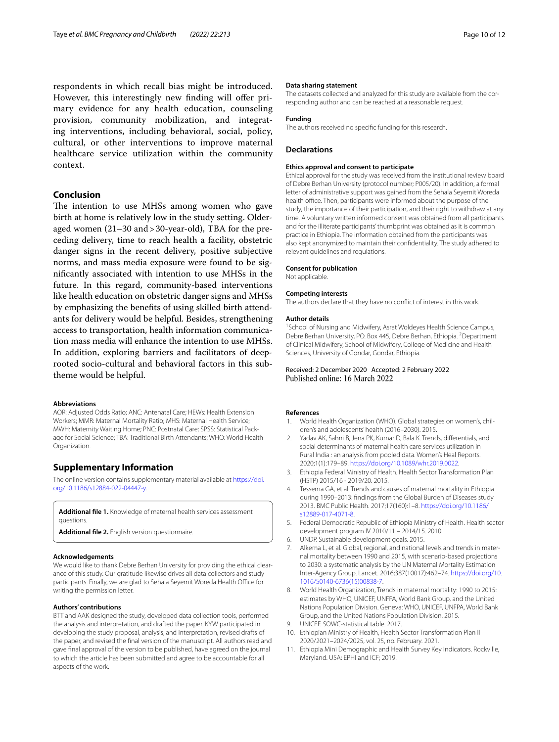respondents in which recall bias might be introduced. However, this interestingly new finding will offer primary evidence for any health education, counseling provision, community mobilization, and integrating interventions, including behavioral, social, policy, cultural, or other interventions to improve maternal healthcare service utilization within the community context.

## Conclusion

The intention to use MHSs among women who gave birth at home is relatively low in the study setting. Older-aged women (21–30 and > 30-year-old), TBA for the preceding delivery, time to reach health a facility, obstetric danger signs in the recent delivery, positive subjective norms, and mass media exposure were found to be significantly associated with intention to use MHSs in the future. In this regard, community-based interventions like health education on obstetric danger signs and MHSs by emphasizing the benefits of using skilled birth attendants for delivery would be helpful. Besides, strengthening access to transportation, health information communication mass media will enhance the intention to use MHSs. In addition, exploring barriers and facilitators of deep-rooted socio-cultural and behavioral factors in this subtheme would be helpful.

#### Abbreviations

AOR: Adjusted Odds Ratio; ANC: Antenatal Care; HEWs: Health Extension Workers; MMR: Maternal Mortality Ratio; MHS: Maternal Health Service; MWH: Maternity Waiting Home; PNC: Postnatal Care; SPSS: Statistical Package for Social Science; TBA: Traditional Birth Attendants; WHO: World Health Organization.

## Supplementary Information

The online version contains supplementary material available at https://doi.org/10.1186/s12884-022-04447-y.

**Additional file 1.** Knowledge of maternal health services assessment questions.

**Additional file 2.** English version questionnaire.

#### Acknowledgements

We would like to thank Debre Berhan University for providing the ethical clearance of this study. Our gratitude likewise drives all data collectors and study participants. Finally, we are glad to Sehala Seyemit Woreda Health Office for writing the permission letter.

#### Authors' contributions

BTT and AAK designed the study, developed data collection tools, performed the analysis and interpretation, and drafted the paper. KYW participated in developing the study proposal, analysis, and interpretation, revised drafts of the paper, and revised the final version of the manuscript. All authors read and gave final approval of the version to be published, have agreed on the journal to which the article has been submitted and agree to be accountable for all aspects of the work.

#### Data sharing statement

The datasets collected and analyzed for this study are available from the corresponding author and can be reached at a reasonable request.

#### Funding

The authors received no specific funding for this research.

## Declarations

#### Ethics approval and consent to participate

Ethical approval for the study was received from the institutional review board of Debre Berhan University (protocol number; P005/20). In addition, a formal letter of administrative support was gained from the Sehala Seyemit Woreda health office. Then, participants were informed about the purpose of the study, the importance of their participation, and their right to withdraw at any time. A voluntary written informed consent was obtained from all participants and for the illiterate participants' thumbprint was obtained as it is common practice in Ethiopia. The information obtained from the participants was also kept anonymized to maintain their confidentiality. The study adhered to relevant guidelines and regulations.

#### Consent for publication

Not applicable.

#### Competing interests

The authors declare that they have no conflict of interest in this work.

#### Author details

[1]School of Nursing and Midwifery, Asrat Woldeyes Health Science Campus, Debre Berhan University, P.O. Box 445, Debre Berhan, Ethiopia. [2]Department of Clinical Midwifery, School of Midwifery, College of Medicine and Health Sciences, University of Gondar, Gondar, Ethiopia.

Received: 2 December 2020 Accepted: 2 February 2022
Published online: 16 March 2022

#### References

1. World Health Organization (WHO). Global strategies on women's, children's and adolescents' health (2016–2030). 2015.
2. Yadav AK, Sahni B, Jena PK, Kumar D, Bala K. Trends, differentials, and social determinants of maternal health care services utilization in Rural India : an analysis from pooled data. Women's Heal Reports. 2020;1(1):179–89. https://doi.org/10.1089/whr.2019.0022.
3. Ethiopia Federal Ministry of Health. Health Sector Transformation Plan (HSTP) 2015/16 - 2019/20. 2015.
4. Tessema GA, et al. Trends and causes of maternal mortality in Ethiopia during 1990–2013: findings from the Global Burden of Diseases study 2013. BMC Public Health. 2017;17(160):1–8. https://doi.org/10.1186/s12889-017-4071-8.
5. Federal Democratic Republic of Ethiopia Ministry of Health. Health sector development program IV 2010/11 – 2014/15. 2010.
6. UNDP. Sustainable development goals. 2015.
7. Alkema L, et al. Global, regional, and national levels and trends in maternal mortality between 1990 and 2015, with scenario-based projections to 2030: a systematic analysis by the UN Maternal Mortality Estimation Inter-Agency Group. Lancet. 2016;387(10017):462–74. https://doi.org/10.1016/S0140-6736(15)00838-7.
8. World Health Organization, Trends in maternal mortality: 1990 to 2015: estimates by WHO, UNICEF, UNFPA, World Bank Group, and the United Nations Population Division. Geneva: WHO, UNICEF, UNFPA, World Bank Group, and the United Nations Population Division. 2015.
9. UNICEF. SOWC-statistical table. 2017.
10. Ethiopian Ministry of Health, Health Sector Transformation Plan II 2020/2021–2024/2025, vol. 25, no. February. 2021.
11. Ethiopia Mini Demographic and Health Survey Key Indicators. Rockville, Maryland. USA: EPHI and ICF; 2019.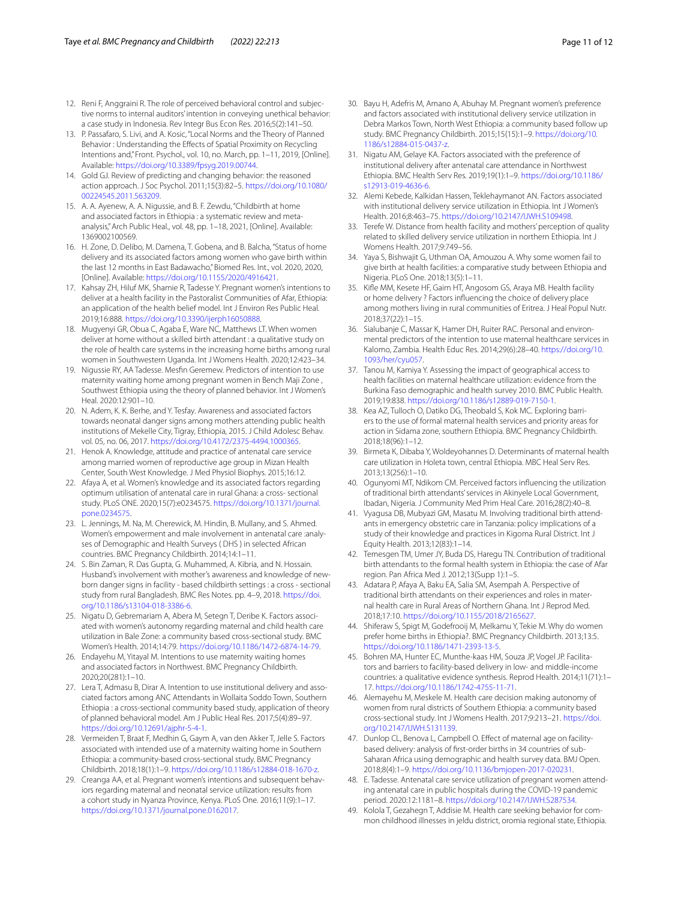12. Reni F, Anggraini R. The role of perceived behavioral control and subjective norms to internal auditors' intention in conveying unethical behavior: a case study in Indonesia. Rev Integr Bus Econ Res. 2016;5(2):141–50.
13. P. Passafaro, S. Livi, and A. Kosic, "Local Norms and the Theory of Planned Behavior : Understanding the Effects of Spatial Proximity on Recycling Intentions and," Front. Psychol., vol. 10, no. March, pp. 1–11, 2019, [Online]. Available: https://doi.org/10.3389/fpsyg.2019.00744.
14. Gold GJ. Review of predicting and changing behavior: the reasoned action approach. J Soc Psychol. 2011;15(3):82–5. https://doi.org/10.1080/00224545.2011.563209.
15. A. A. Ayenew, A. A. Nigussie, and B. F. Zewdu, "Childbirth at home and associated factors in Ethiopia : a systematic review and meta-analysis," Arch Public Heal., vol. 48, pp. 1–18, 2021, [Online]. Available: 1369002100569.
16. H. Zone, D. Delibo, M. Damena, T. Gobena, and B. Balcha, "Status of home delivery and its associated factors among women who gave birth within the last 12 months in East Badawacho," Biomed Res. Int., vol. 2020, 2020, [Online]. Available: https://doi.org/10.1155/2020/4916421.
17. Kahsay ZH, Hiluf MK, Shamie R, Tadesse Y. Pregnant women's intentions to deliver at a health facility in the Pastoralist Communities of Afar, Ethiopia: an application of the health belief model. Int J Environ Res Public Heal. 2019;16:888. https://doi.org/10.3390/ijerph16050888.
18. Mugyenyi GR, Obua C, Agaba E, Ware NC, Matthews LT. When women deliver at home without a skilled birth attendant : a qualitative study on the role of health care systems in the increasing home births among rural women in Southwestern Uganda. Int J Womens Health. 2020;12:423–34.
19. Nigussie RY, AA Tadesse. Mesfin Geremew. Predictors of intention to use maternity waiting home among pregnant women in Bench Maji Zone , Southwest Ethiopia using the theory of planned behavior. Int J Women's Heal. 2020:12:901–10.
20. N. Adem, K. K. Berhe, and Y. Tesfay. Awareness and associated factors towards neonatal danger signs among mothers attending public health institutions of Mekelle City, Tigray, Ethiopia, 2015. J Child Adolesc Behav. vol. 05, no. 06, 2017. https://doi.org/10.4172/2375-4494.1000365.
21. Henok A. Knowledge, attitude and practice of antenatal care service among married women of reproductive age group in Mizan Health Center, South West Knowledge. J Med Physiol Biophys. 2015;16:12.
22. Afaya A, et al. Women's knowledge and its associated factors regarding optimum utilisation of antenatal care in rural Ghana: a cross- sectional study. PLoS ONE. 2020;15(7):e0234575. https://doi.org/10.1371/journal.pone.0234575.
23. L. Jennings, M. Na, M. Cherewick, M. Hindin, B. Mullany, and S. Ahmed. Women's empowerment and male involvement in antenatal care :analyses of Demographic and Health Surveys ( DHS ) in selected African countries. BMC Pregnancy Childbirth. 2014;14:1–11.
24. S. Bin Zaman, R. Das Gupta, G. Muhammed, A. Kibria, and N. Hossain. Husband's involvement with mother's awareness and knowledge of newborn danger signs in facility - based childbirth settings : a cross - sectional study from rural Bangladesh. BMC Res Notes. pp. 4–9, 2018. https://doi.org/10.1186/s13104-018-3386-6.
25. Nigatu D, Gebremariam A, Abera M, Setegn T, Deribe K. Factors associated with women's autonomy regarding maternal and child health care utilization in Bale Zone: a community based cross-sectional study. BMC Women's Health. 2014;14:79. https://doi.org/10.1186/1472-6874-14-79.
26. Endayehu M, Yitayal M. Intentions to use maternity waiting homes and associated factors in Northwest. BMC Pregnancy Childbirth. 2020;20(281):1–10.
27. Lera T, Admasu B, Dirar A. Intention to use institutional delivery and associated factors among ANC Attendants in Wollaita Soddo Town, Southern Ethiopia : a cross-sectional community based study, application of theory of planned behavioral model. Am J Public Heal Res. 2017;5(4):89–97. https://doi.org/10.12691/ajphr-5-4-1.
28. Vermeiden T, Braat F, Medhin G, Gaym A, van den Akker T, Jelle S. Factors associated with intended use of a maternity waiting home in Southern Ethiopia: a community-based cross-sectional study. BMC Pregnancy Childbirth. 2018;18(1):1–9. https://doi.org/10.1186/s12884-018-1670-z.
29. Creanga AA, et al. Pregnant women's intentions and subsequent behaviors regarding maternal and neonatal service utilization: results from a cohort study in Nyanza Province, Kenya. PLoS One. 2016;11(9):1–17. https://doi.org/10.1371/journal.pone.0162017.
30. Bayu H, Adefris M, Amano A, Abuhay M. Pregnant women's preference and factors associated with institutional delivery service utilization in Debra Markos Town, North West Ethiopia: a community based follow up study. BMC Pregnancy Childbirth. 2015;15(15):1–9. https://doi.org/10.1186/s12884-015-0437-z.
31. Nigatu AM, Gelaye KA. Factors associated with the preference of institutional delivery after antenatal care attendance in Northwest Ethiopia. BMC Health Serv Res. 2019;19(1):1–9. https://doi.org/10.1186/s12913-019-4636-6.
32. Alemi Kebede, Kalkidan Hassen, Teklehaymanot AN. Factors associated with institutional delivery service utilization in Ethiopia. Int J Women's Health. 2016;8:463–75. https://doi.org/10.2147/IJWH.S109498.
33. Terefe W. Distance from health facility and mothers' perception of quality related to skilled delivery service utilization in northern Ethiopia. Int J Womens Health. 2017;9:749–56.
34. Yaya S, Bishwajit G, Uthman OA, Amouzou A. Why some women fail to give birth at health facilities: a comparative study between Ethiopia and Nigeria. PLoS One. 2018;13(5):1–11.
35. Kifle MM, Kesete HF, Gaim HT, Angosom GS, Araya MB. Health facility or home delivery ? Factors influencing the choice of delivery place among mothers living in rural communities of Eritrea. J Heal Popul Nutr. 2018;37(22):1–15.
36. Sialubanje C, Massar K, Hamer DH, Ruiter RAC. Personal and environmental predictors of the intention to use maternal healthcare services in Kalomo, Zambia. Health Educ Res. 2014;29(6):28–40. https://doi.org/10.1093/her/cyu057.
37. Tanou M, Kamiya Y. Assessing the impact of geographical access to health facilities on maternal healthcare utilization: evidence from the Burkina Faso demographic and health survey 2010. BMC Public Health. 2019;19:838. https://doi.org/10.1186/s12889-019-7150-1.
38. Kea AZ, Tulloch O, Datiko DG, Theobald S, Kok MC. Exploring barriers to the use of formal maternal health services and priority areas for action in Sidama zone, southern Ethiopia. BMC Pregnancy Childbirth. 2018;18(96):1–12.
39. Birmeta K, Dibaba Y, Woldeyohannes D. Determinants of maternal health care utilization in Holeta town, central Ethiopia. MBC Heal Serv Res. 2013;13(256):1–10.
40. Ogunyomi MT, Ndikom CM. Perceived factors influencing the utilization of traditional birth attendants' services in Akinyele Local Government, Ibadan, Nigeria. J Community Med Prim Heal Care. 2016;28(2):40–8.
41. Vyagusa DB, Mubyazi GM, Masatu M. Involving traditional birth attendants in emergency obstetric care in Tanzania: policy implications of a study of their knowledge and practices in Kigoma Rural District. Int J Equity Health. 2013;12(83):1–14.
42. Temesgen TM, Umer JY, Buda DS, Haregu TN. Contribution of traditional birth attendants to the formal health system in Ethiopia: the case of Afar region. Pan Africa Med J. 2012;13(Supp 1):1–5.
43. Adatara P, Afaya A, Baku EA, Salia SM, Asempah A. Perspective of traditional birth attendants on their experiences and roles in maternal health care in Rural Areas of Northern Ghana. Int J Reprod Med. 2018;17:10. https://doi.org/10.1155/2018/2165627.
44. Shiferaw S, Spigt M, Godefrooij M, Melkamu Y, Tekie M. Why do women prefer home births in Ethiopia?. BMC Pregnancy Childbirth. 2013;13:5. https://doi.org/10.1186/1471-2393-13-5.
45. Bohren MA, Hunter EC, Munthe-kaas HM, Souza JP, Vogel JP. Facilitators and barriers to facility-based delivery in low- and middle-income countries: a qualitative evidence synthesis. Reprod Health. 2014;11(71):1–17. https://doi.org/10.1186/1742-4755-11-71.
46. Alemayehu M, Meskele M. Health care decision making autonomy of women from rural districts of Southern Ethiopia: a community based cross-sectional study. Int J Womens Health. 2017;9:213–21. https://doi.org/10.2147/IJWH.S131139.
47. Dunlop CL, Benova L, Campbell O. Effect of maternal age on facility-based delivery: analysis of first-order births in 34 countries of sub-Saharan Africa using demographic and health survey data. BMJ Open. 2018;8(4):1–9. https://doi.org/10.1136/bmjopen-2017-020231.
48. E. Tadesse. Antenatal care service utilization of pregnant women attending antenatal care in public hospitals during the COVID-19 pandemic period. 2020:12:1181–8. https://doi.org/10.2147/IJWH.S287534.
49. Kolola T, Gezahegn T, Addisie M. Health care seeking behavior for common childhood illnesses in jeldu district, oromia regional state, Ethiopia.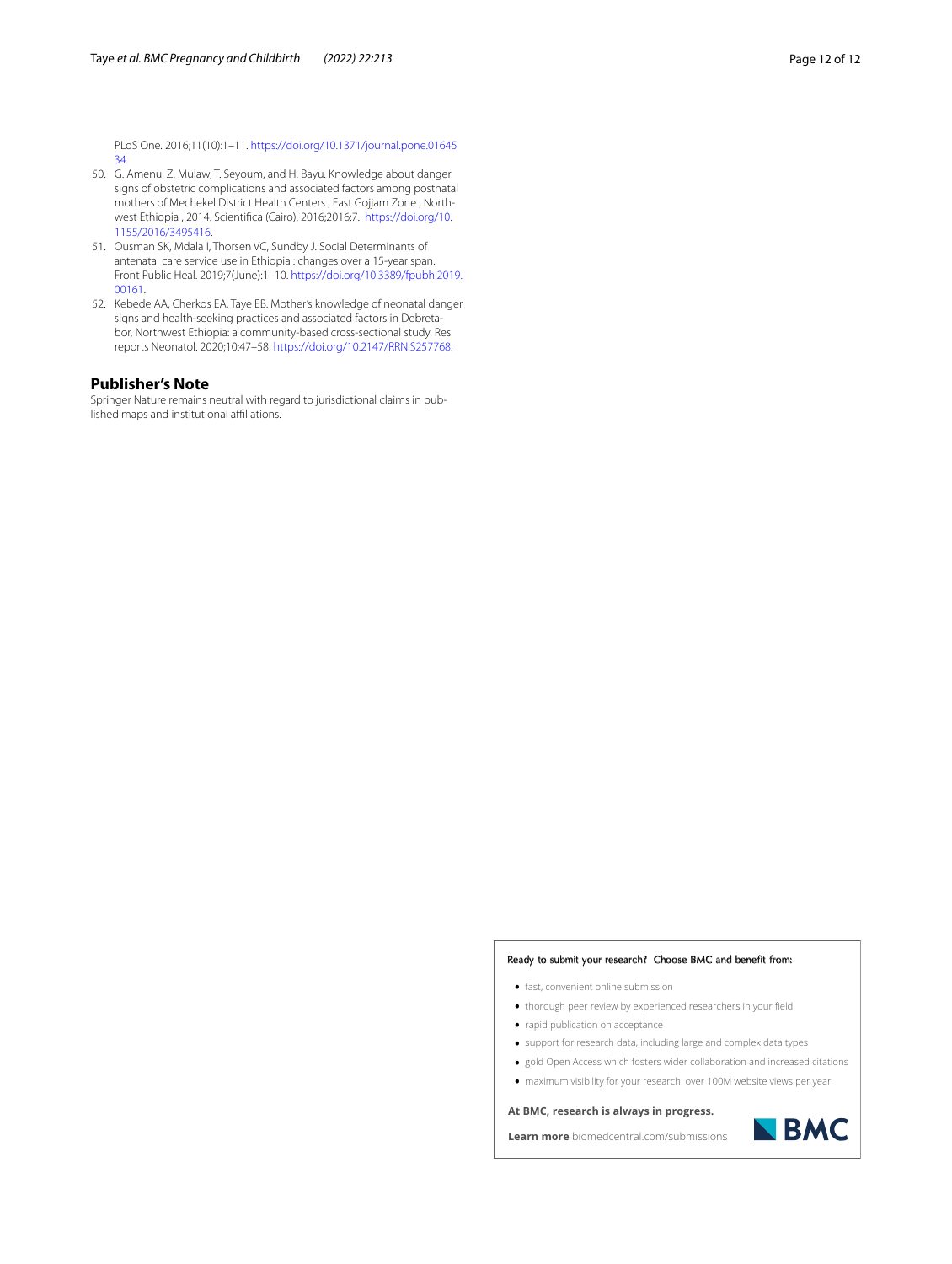PLoS One. 2016;11(10):1–11. https://doi.org/10.1371/journal.pone.0164534.

50. G. Amenu, Z. Mulaw, T. Seyoum, and H. Bayu. Knowledge about danger signs of obstetric complications and associated factors among postnatal mothers of Mechekel District Health Centers , East Gojjam Zone , Northwest Ethiopia , 2014. Scientifica (Cairo). 2016;2016:7. https://doi.org/10.1155/2016/3495416.
51. Ousman SK, Mdala I, Thorsen VC, Sundby J. Social Determinants of antenatal care service use in Ethiopia : changes over a 15-year span. Front Public Heal. 2019;7(June):1–10. https://doi.org/10.3389/fpubh.2019.00161.
52. Kebede AA, Cherkos EA, Taye EB. Mother's knowledge of neonatal danger signs and health-seeking practices and associated factors in Debretabor, Northwest Ethiopia: a community-based cross-sectional study. Res reports Neonatol. 2020;10:47–58. https://doi.org/10.2147/RRN.S257768.

## Publisher's Note

Springer Nature remains neutral with regard to jurisdictional claims in published maps and institutional affiliations.

Ready to submit your research? Choose BMC and benefit from:

- fast, convenient online submission
- thorough peer review by experienced researchers in your field
- rapid publication on acceptance
- support for research data, including large and complex data types
- gold Open Access which fosters wider collaboration and increased citations
- maximum visibility for your research: over 100M website views per year

**At BMC, research is always in progress.**

**Learn more** biomedcentral.com/submissions

BMC